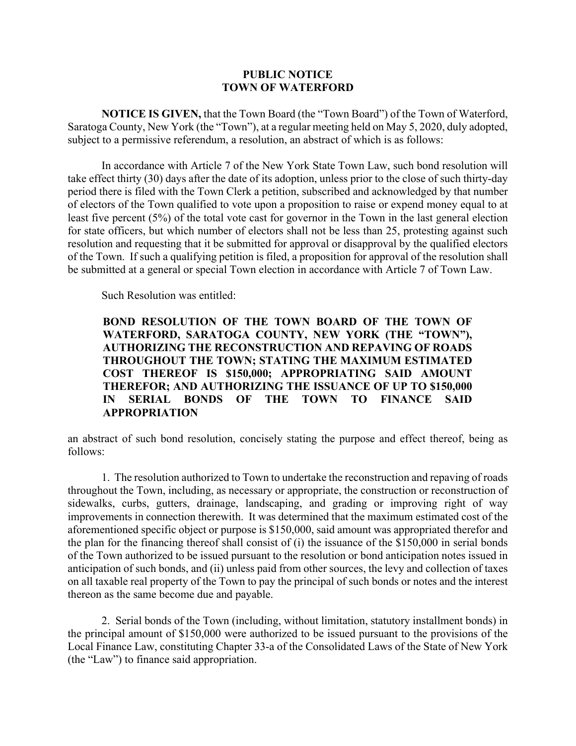# PUBLIC NOTICE
# TOWN OF WATERFORD

**NOTICE IS GIVEN,** that the Town Board (the "Town Board") of the Town of Waterford, Saratoga County, New York (the "Town"), at a regular meeting held on May 5, 2020, duly adopted, subject to a permissive referendum, a resolution, an abstract of which is as follows:

In accordance with Article 7 of the New York State Town Law, such bond resolution will take effect thirty (30) days after the date of its adoption, unless prior to the close of such thirty-day period there is filed with the Town Clerk a petition, subscribed and acknowledged by that number of electors of the Town qualified to vote upon a proposition to raise or expend money equal to at least five percent (5%) of the total vote cast for governor in the Town in the last general election for state officers, but which number of electors shall not be less than 25, protesting against such resolution and requesting that it be submitted for approval or disapproval by the qualified electors of the Town. If such a qualifying petition is filed, a proposition for approval of the resolution shall be submitted at a general or special Town election in accordance with Article 7 of Town Law.

Such Resolution was entitled:

> **BOND RESOLUTION OF THE TOWN BOARD OF THE TOWN OF WATERFORD, SARATOGA COUNTY, NEW YORK (THE "TOWN"), AUTHORIZING THE RECONSTRUCTION AND REPAVING OF ROADS THROUGHOUT THE TOWN; STATING THE MAXIMUM ESTIMATED COST THEREOF IS $150,000; APPROPRIATING SAID AMOUNT THEREFOR; AND AUTHORIZING THE ISSUANCE OF UP TO $150,000 IN SERIAL BONDS OF THE TOWN TO FINANCE SAID APPROPRIATION**

an abstract of such bond resolution, concisely stating the purpose and effect thereof, being as follows:

1. The resolution authorized to Town to undertake the reconstruction and repaving of roads throughout the Town, including, as necessary or appropriate, the construction or reconstruction of sidewalks, curbs, gutters, drainage, landscaping, and grading or improving right of way improvements in connection therewith. It was determined that the maximum estimated cost of the aforementioned specific object or purpose is $150,000, said amount was appropriated therefor and the plan for the financing thereof shall consist of (i) the issuance of the $150,000 in serial bonds of the Town authorized to be issued pursuant to the resolution or bond anticipation notes issued in anticipation of such bonds, and (ii) unless paid from other sources, the levy and collection of taxes on all taxable real property of the Town to pay the principal of such bonds or notes and the interest thereon as the same become due and payable.

2. Serial bonds of the Town (including, without limitation, statutory installment bonds) in the principal amount of $150,000 were authorized to be issued pursuant to the provisions of the Local Finance Law, constituting Chapter 33-a of the Consolidated Laws of the State of New York (the "Law") to finance said appropriation.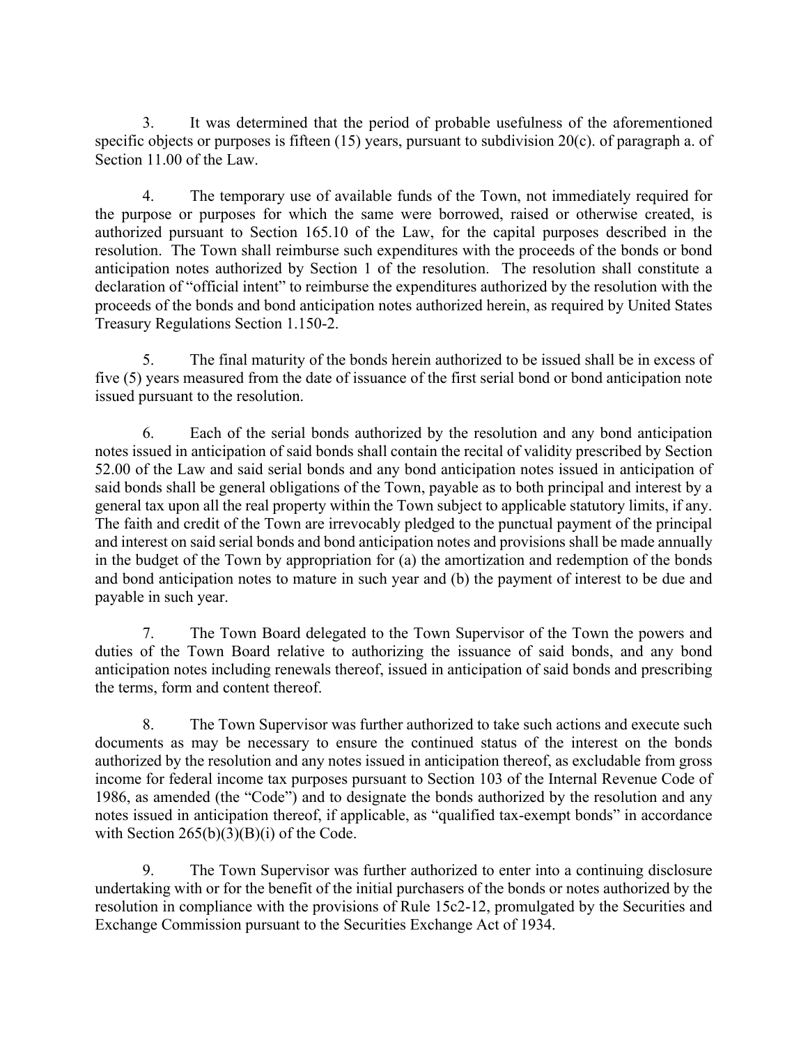3. It was determined that the period of probable usefulness of the aforementioned specific objects or purposes is fifteen (15) years, pursuant to subdivision 20(c). of paragraph a. of Section 11.00 of the Law.

4. The temporary use of available funds of the Town, not immediately required for the purpose or purposes for which the same were borrowed, raised or otherwise created, is authorized pursuant to Section 165.10 of the Law, for the capital purposes described in the resolution. The Town shall reimburse such expenditures with the proceeds of the bonds or bond anticipation notes authorized by Section 1 of the resolution. The resolution shall constitute a declaration of "official intent" to reimburse the expenditures authorized by the resolution with the proceeds of the bonds and bond anticipation notes authorized herein, as required by United States Treasury Regulations Section 1.150-2.

5. The final maturity of the bonds herein authorized to be issued shall be in excess of five (5) years measured from the date of issuance of the first serial bond or bond anticipation note issued pursuant to the resolution.

6. Each of the serial bonds authorized by the resolution and any bond anticipation notes issued in anticipation of said bonds shall contain the recital of validity prescribed by Section 52.00 of the Law and said serial bonds and any bond anticipation notes issued in anticipation of said bonds shall be general obligations of the Town, payable as to both principal and interest by a general tax upon all the real property within the Town subject to applicable statutory limits, if any. The faith and credit of the Town are irrevocably pledged to the punctual payment of the principal and interest on said serial bonds and bond anticipation notes and provisions shall be made annually in the budget of the Town by appropriation for (a) the amortization and redemption of the bonds and bond anticipation notes to mature in such year and (b) the payment of interest to be due and payable in such year.

7. The Town Board delegated to the Town Supervisor of the Town the powers and duties of the Town Board relative to authorizing the issuance of said bonds, and any bond anticipation notes including renewals thereof, issued in anticipation of said bonds and prescribing the terms, form and content thereof.

8. The Town Supervisor was further authorized to take such actions and execute such documents as may be necessary to ensure the continued status of the interest on the bonds authorized by the resolution and any notes issued in anticipation thereof, as excludable from gross income for federal income tax purposes pursuant to Section 103 of the Internal Revenue Code of 1986, as amended (the "Code") and to designate the bonds authorized by the resolution and any notes issued in anticipation thereof, if applicable, as "qualified tax-exempt bonds" in accordance with Section 265(b)(3)(B)(i) of the Code.

9. The Town Supervisor was further authorized to enter into a continuing disclosure undertaking with or for the benefit of the initial purchasers of the bonds or notes authorized by the resolution in compliance with the provisions of Rule 15c2-12, promulgated by the Securities and Exchange Commission pursuant to the Securities Exchange Act of 1934.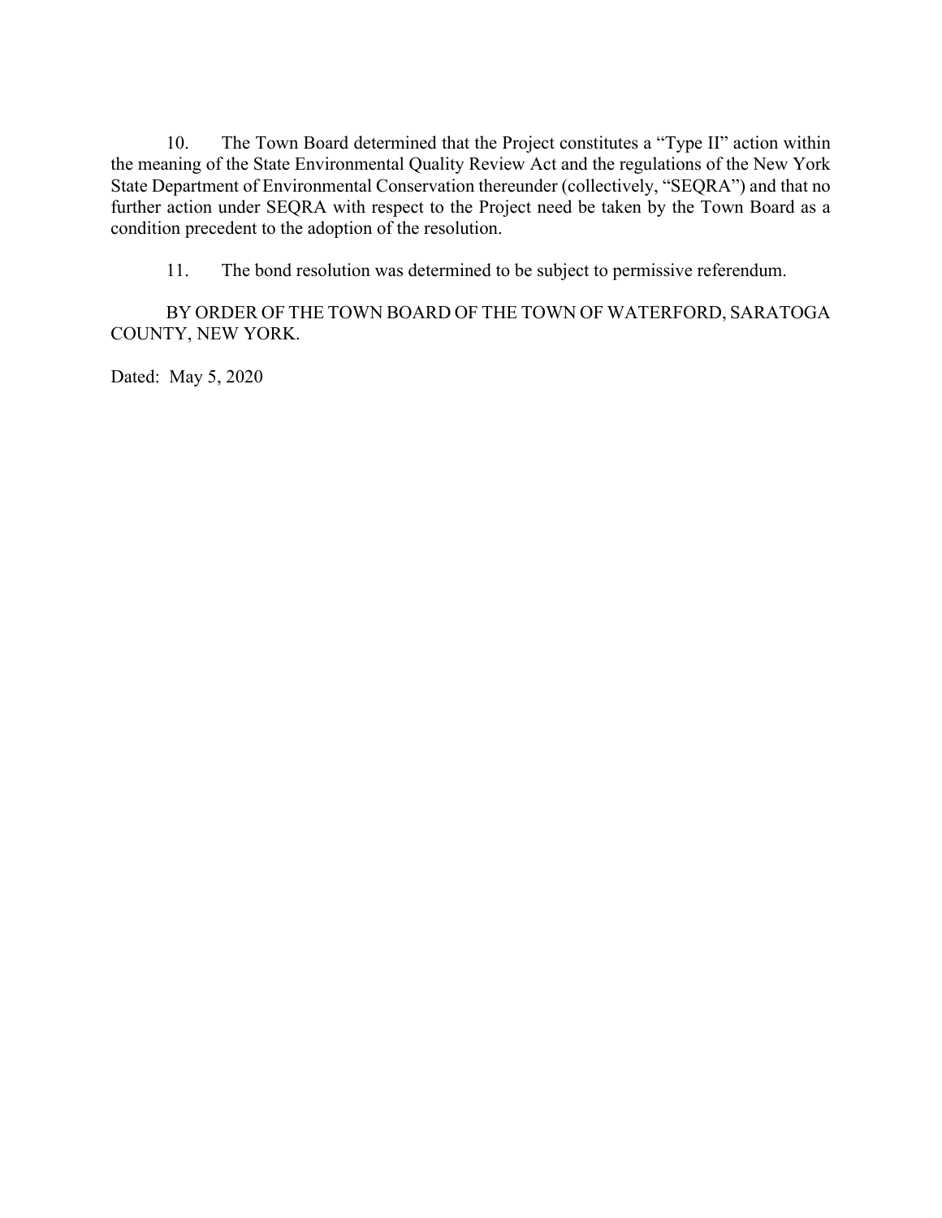10. The Town Board determined that the Project constitutes a "Type II" action within the meaning of the State Environmental Quality Review Act and the regulations of the New York State Department of Environmental Conservation thereunder (collectively, "SEQRA") and that no further action under SEQRA with respect to the Project need be taken by the Town Board as a condition precedent to the adoption of the resolution.

11. The bond resolution was determined to be subject to permissive referendum.

BY ORDER OF THE TOWN BOARD OF THE TOWN OF WATERFORD, SARATOGA COUNTY, NEW YORK.

Dated: May 5, 2020